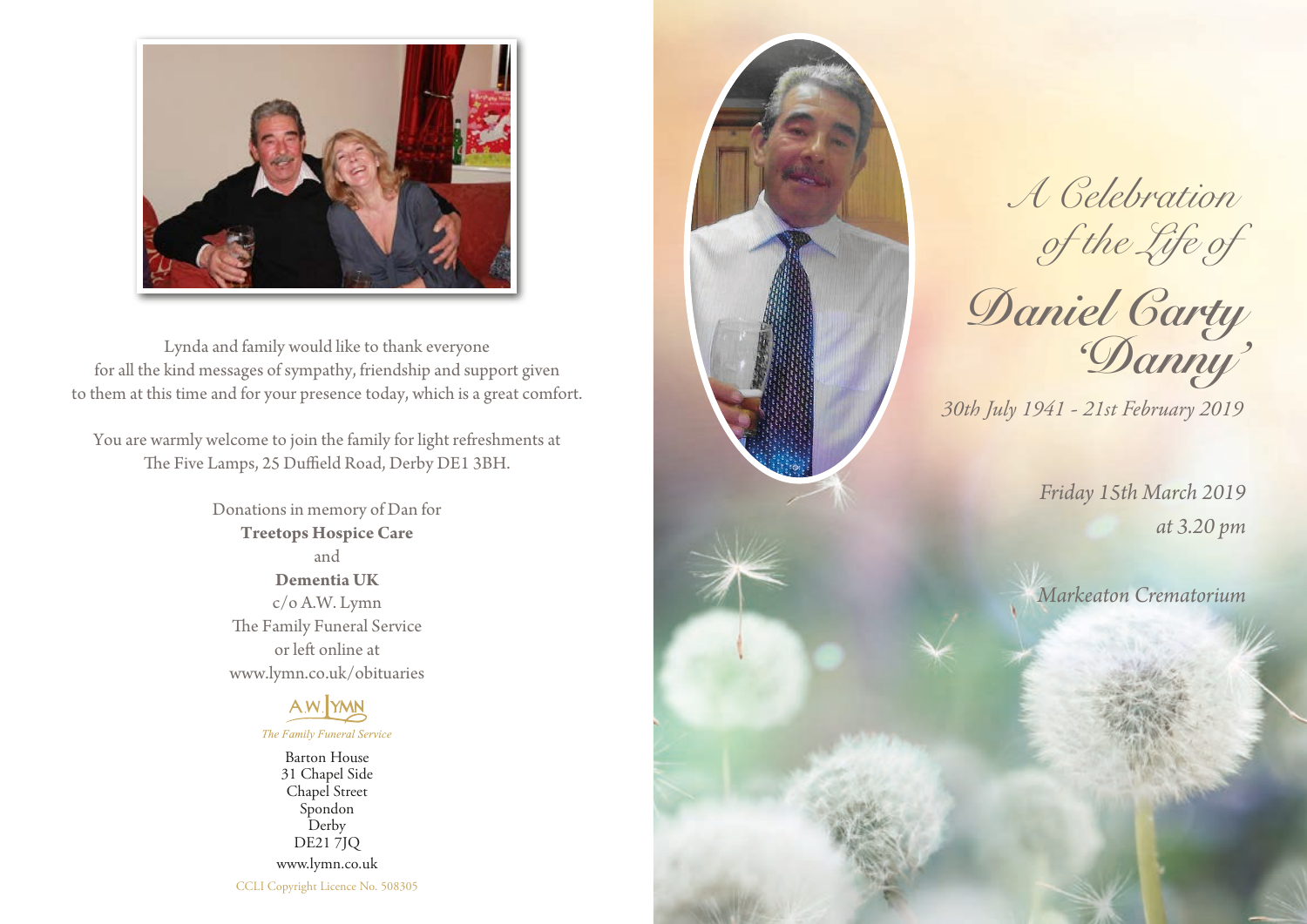Lynda and family would like to thank everyone for all the kind messages of sympathy, friendship and support given to them at this time and for your presence today, which is a great comfort.

You are warmly welcome to join the family for light refreshments at The Five Lamps, 25 Duffield Road, Derby DE1 3BH.

Donations in memory of Dan for
**Treetops Hospice Care**
and
**Dementia UK**
c/o A.W. Lymn
The Family Funeral Service
or left online at
www.lymn.co.uk/obituaries

A.W. LYMN
*The Family Funeral Service*

Barton House
31 Chapel Side
Chapel Street
Spondon
Derby
DE21 7JQ
www.lymn.co.uk

CCLI Copyright Licence No. 508305

# *A Celebration of the Life of*

# *Daniel Carty 'Danny'*

*30th July 1941 - 21st February 2019*

*Friday 15th March 2019*
*at 3.20 pm*

*Markeaton Crematorium*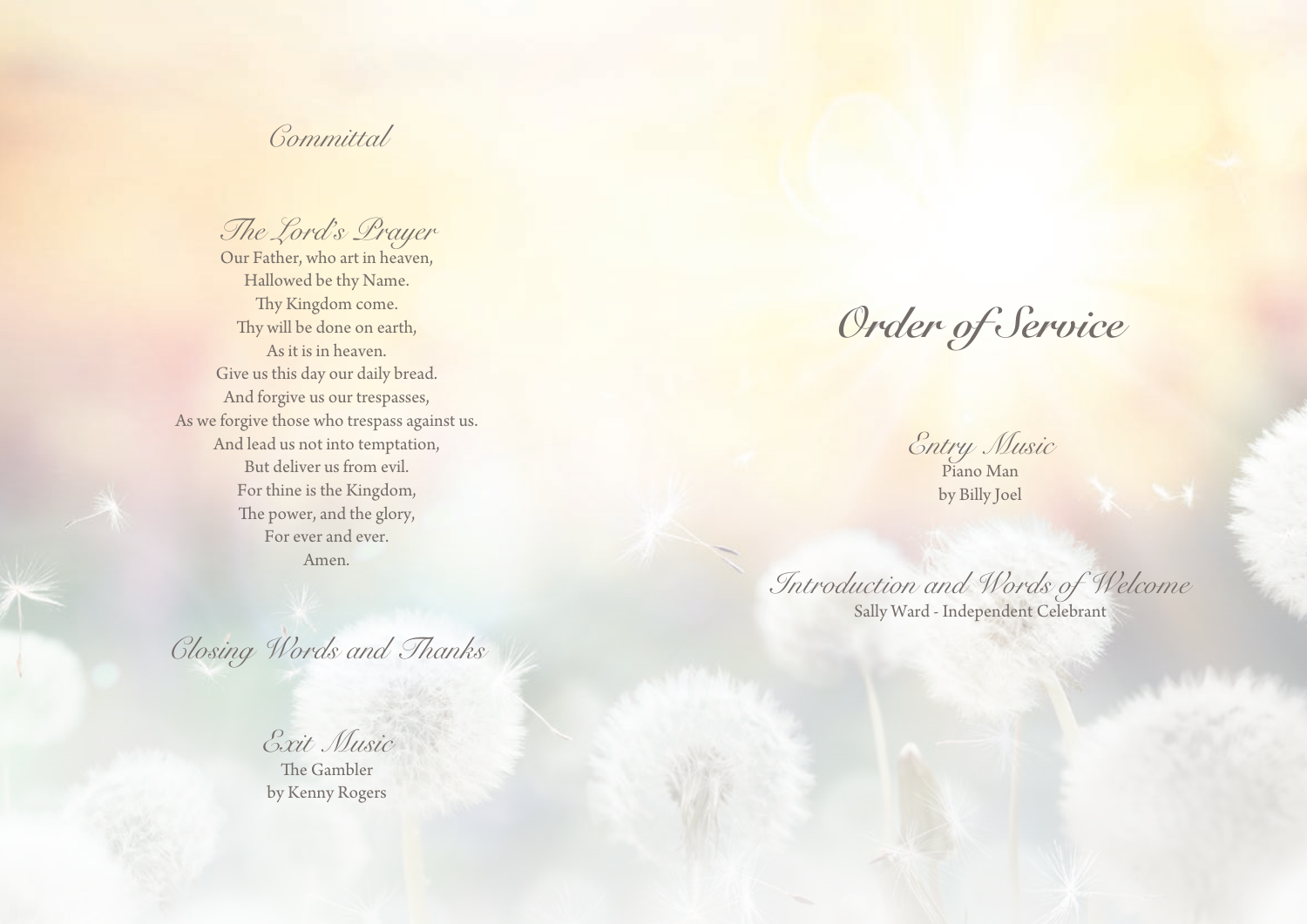## Committal

## The Lord's Prayer

Our Father, who art in heaven,
Hallowed be thy Name.
Thy Kingdom come.
Thy will be done on earth,
As it is in heaven.
Give us this day our daily bread.
And forgive us our trespasses,
As we forgive those who trespass against us.
And lead us not into temptation,
But deliver us from evil.
For thine is the Kingdom,
The power, and the glory,
For ever and ever.
Amen.

## Closing Words and Thanks

## Exit Music

The Gambler
by Kenny Rogers

# Order of Service

## Entry Music

Piano Man
by Billy Joel

## Introduction and Words of Welcome

Sally Ward - Independent Celebrant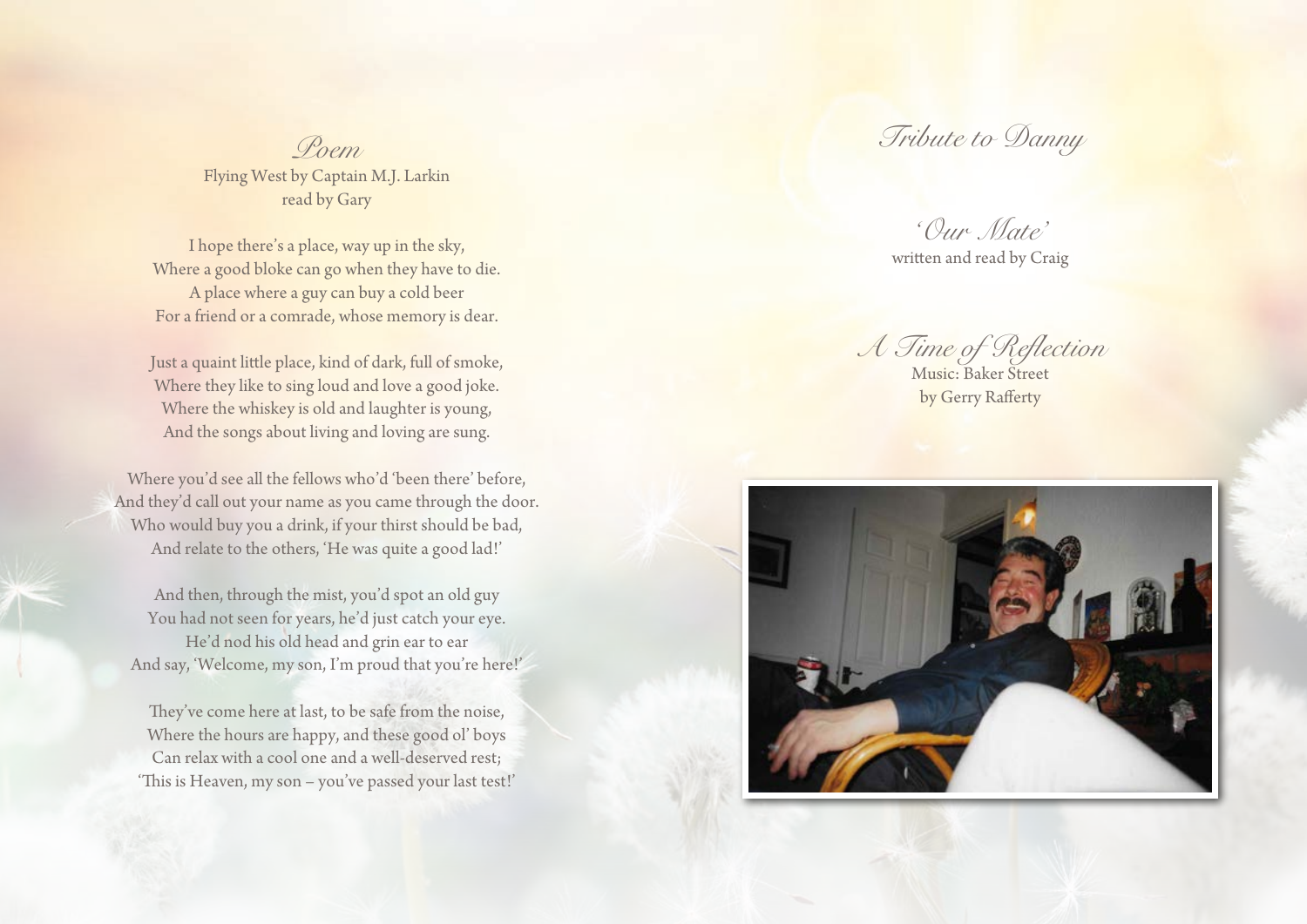## *Poem*

Flying West by Captain M.J. Larkin
read by Gary

I hope there's a place, way up in the sky,
Where a good bloke can go when they have to die.
A place where a guy can buy a cold beer
For a friend or a comrade, whose memory is dear.

Just a quaint little place, kind of dark, full of smoke,
Where they like to sing loud and love a good joke.
Where the whiskey is old and laughter is young,
And the songs about living and loving are sung.

Where you'd see all the fellows who'd 'been there' before,
And they'd call out your name as you came through the door.
Who would buy you a drink, if your thirst should be bad,
And relate to the others, 'He was quite a good lad!'

And then, through the mist, you'd spot an old guy
You had not seen for years, he'd just catch your eye.
He'd nod his old head and grin ear to ear
And say, 'Welcome, my son, I'm proud that you're here!'

They've come here at last, to be safe from the noise,
Where the hours are happy, and these good ol' boys
Can relax with a cool one and a well-deserved rest;
'This is Heaven, my son – you've passed your last test!'

## *Tribute to Danny*

### *'Our Mate'*

written and read by Craig

## *A Time of Reflection*

Music: Baker Street
by Gerry Rafferty